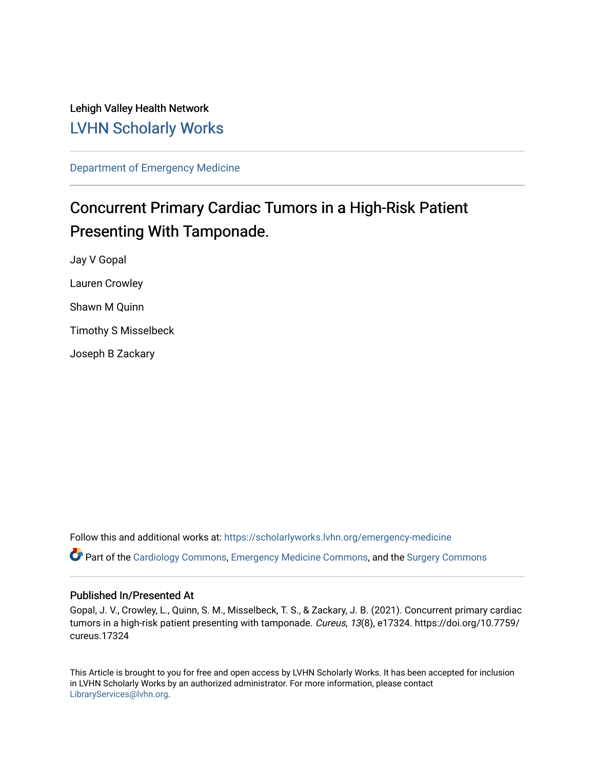Lehigh Valley Health Network

LVHN Scholarly Works

Department of Emergency Medicine

# Concurrent Primary Cardiac Tumors in a High-Risk Patient Presenting With Tamponade.

Jay V Gopal

Lauren Crowley

Shawn M Quinn

Timothy S Misselbeck

Joseph B Zackary

Follow this and additional works at: https://scholarlyworks.lvhn.org/emergency-medicine

Part of the Cardiology Commons, Emergency Medicine Commons, and the Surgery Commons

## Published In/Presented At

Gopal, J. V., Crowley, L., Quinn, S. M., Misselbeck, T. S., & Zackary, J. B. (2021). Concurrent primary cardiac tumors in a high-risk patient presenting with tamponade. *Cureus*, *13*(8), e17324. https://doi.org/10.7759/cureus.17324

This Article is brought to you for free and open access by LVHN Scholarly Works. It has been accepted for inclusion in LVHN Scholarly Works by an authorized administrator. For more information, please contact LibraryServices@lvhn.org.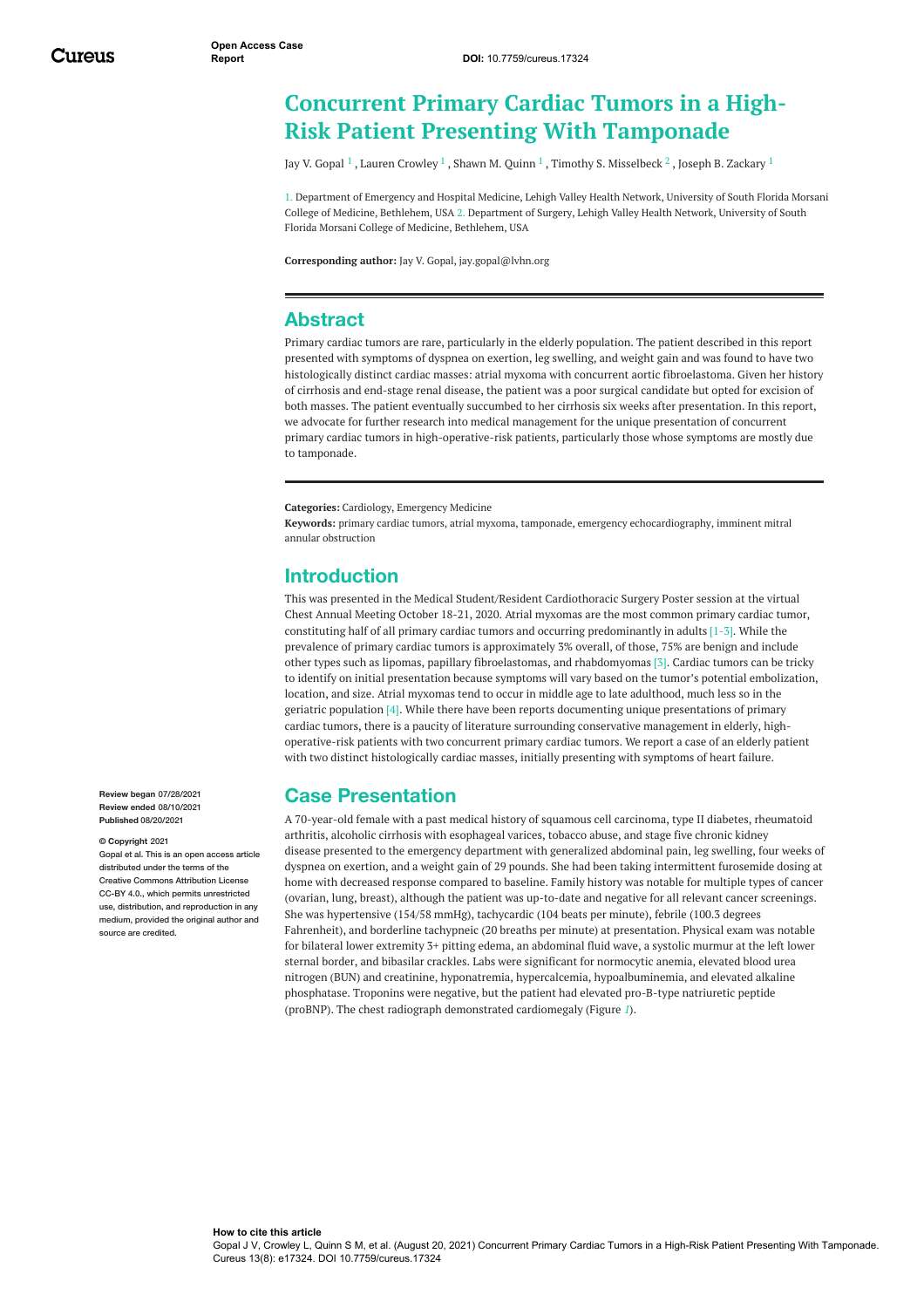# Concurrent Primary Cardiac Tumors in a High-Risk Patient Presenting With Tamponade

Jay V. Gopal [1] , Lauren Crowley [1] , Shawn M. Quinn [1] , Timothy S. Misselbeck [2] , Joseph B. Zackary [1]

1. Department of Emergency and Hospital Medicine, Lehigh Valley Health Network, University of South Florida Morsani College of Medicine, Bethlehem, USA 2. Department of Surgery, Lehigh Valley Health Network, University of South Florida Morsani College of Medicine, Bethlehem, USA

**Corresponding author:** Jay V. Gopal, jay.gopal@lvhn.org

## Abstract

Primary cardiac tumors are rare, particularly in the elderly population. The patient described in this report presented with symptoms of dyspnea on exertion, leg swelling, and weight gain and was found to have two histologically distinct cardiac masses: atrial myxoma with concurrent aortic fibroelastoma. Given her history of cirrhosis and end-stage renal disease, the patient was a poor surgical candidate but opted for excision of both masses. The patient eventually succumbed to her cirrhosis six weeks after presentation. In this report, we advocate for further research into medical management for the unique presentation of concurrent primary cardiac tumors in high-operative-risk patients, particularly those whose symptoms are mostly due to tamponade.

**Categories:** Cardiology, Emergency Medicine
**Keywords:** primary cardiac tumors, atrial myxoma, tamponade, emergency echocardiography, imminent mitral annular obstruction

## Introduction

This was presented in the Medical Student/Resident Cardiothoracic Surgery Poster session at the virtual Chest Annual Meeting October 18-21, 2020. Atrial myxomas are the most common primary cardiac tumor, constituting half of all primary cardiac tumors and occurring predominantly in adults [1-3]. While the prevalence of primary cardiac tumors is approximately 3% overall, of those, 75% are benign and include other types such as lipomas, papillary fibroelastomas, and rhabdomyomas [3]. Cardiac tumors can be tricky to identify on initial presentation because symptoms will vary based on the tumor's potential embolization, location, and size. Atrial myxomas tend to occur in middle age to late adulthood, much less so in the geriatric population [4]. While there have been reports documenting unique presentations of primary cardiac tumors, there is a paucity of literature surrounding conservative management in elderly, high-operative-risk patients with two concurrent primary cardiac tumors. We report a case of an elderly patient with two distinct histologically cardiac masses, initially presenting with symptoms of heart failure.

## Case Presentation

A 70-year-old female with a past medical history of squamous cell carcinoma, type II diabetes, rheumatoid arthritis, alcoholic cirrhosis with esophageal varices, tobacco abuse, and stage five chronic kidney disease presented to the emergency department with generalized abdominal pain, leg swelling, four weeks of dyspnea on exertion, and a weight gain of 29 pounds. She had been taking intermittent furosemide dosing at home with decreased response compared to baseline. Family history was notable for multiple types of cancer (ovarian, lung, breast), although the patient was up-to-date and negative for all relevant cancer screenings. She was hypertensive (154/58 mmHg), tachycardic (104 beats per minute), febrile (100.3 degrees Fahrenheit), and borderline tachypneic (20 breaths per minute) at presentation. Physical exam was notable for bilateral lower extremity 3+ pitting edema, an abdominal fluid wave, a systolic murmur at the left lower sternal border, and bibasilar crackles. Labs were significant for normocytic anemia, elevated blood urea nitrogen (BUN) and creatinine, hyponatremia, hypercalcemia, hypoalbuminemia, and elevated alkaline phosphatase. Troponins were negative, but the patient had elevated pro-B-type natriuretic peptide (proBNP). The chest radiograph demonstrated cardiomegaly (Figure 1).

Review began 07/28/2021
Review ended 08/10/2021
Published 08/20/2021

© Copyright 2021
Gopal et al. This is an open access article distributed under the terms of the Creative Commons Attribution License CC-BY 4.0., which permits unrestricted use, distribution, and reproduction in any medium, provided the original author and source are credited.

**How to cite this article**
Gopal J V, Crowley L, Quinn S M, et al. (August 20, 2021) Concurrent Primary Cardiac Tumors in a High-Risk Patient Presenting With Tamponade. Cureus 13(8): e17324. DOI 10.7759/cureus.17324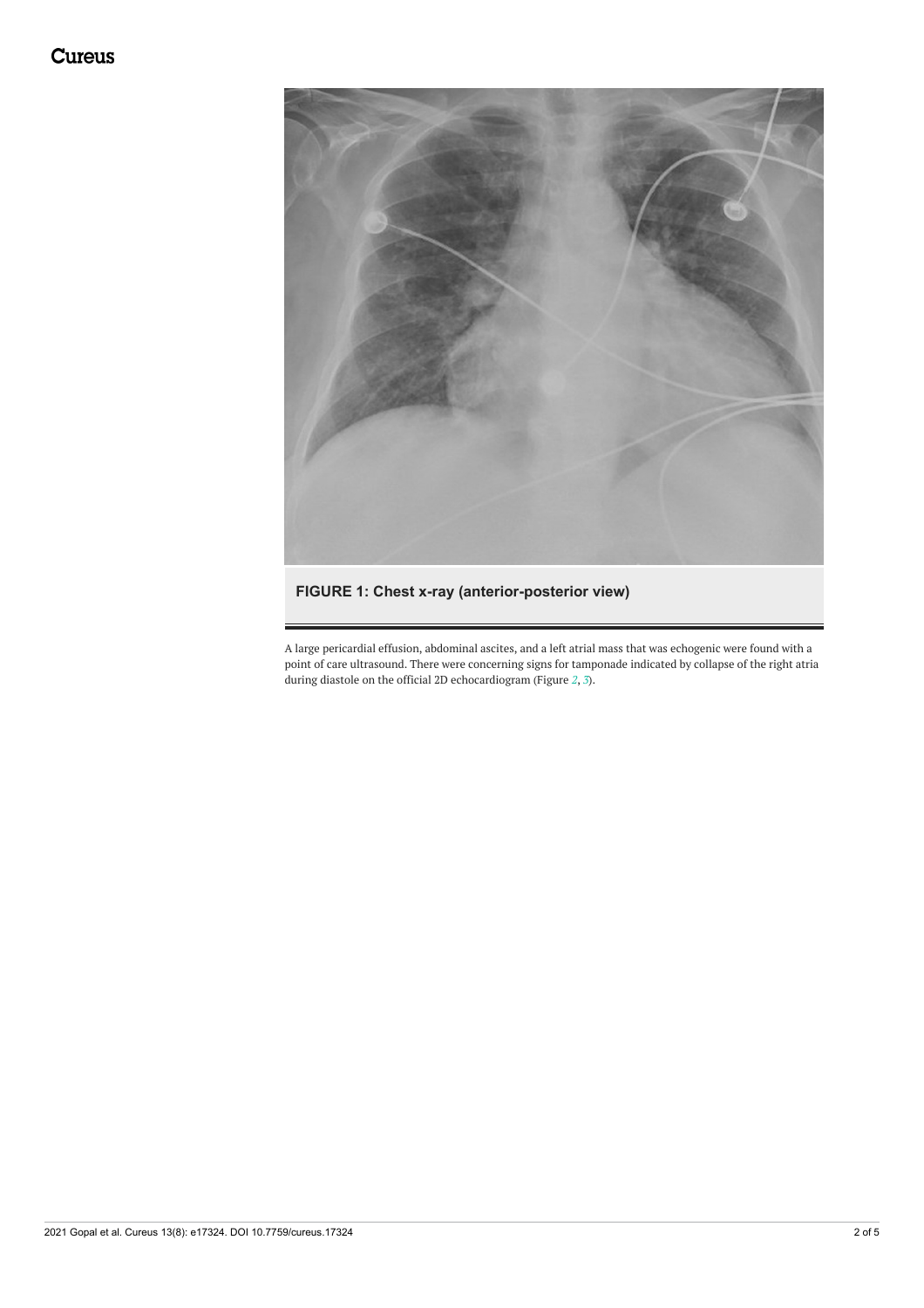**FIGURE 1: Chest x-ray (anterior-posterior view)**

A large pericardial effusion, abdominal ascites, and a left atrial mass that was echogenic were found with a point of care ultrasound. There were concerning signs for tamponade indicated by collapse of the right atria during diastole on the official 2D echocardiogram (Figure *2*, *3*).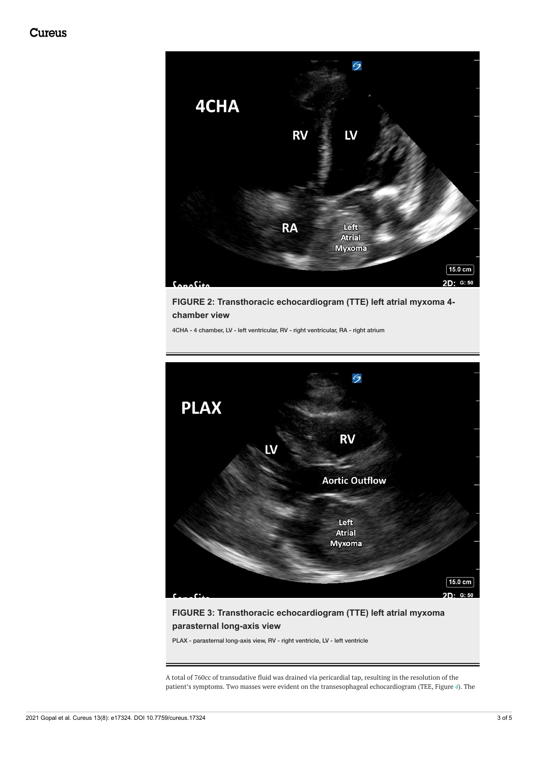**FIGURE 2: Transthoracic echocardiogram (TTE) left atrial myxoma 4-chamber view**

4CHA - 4 chamber, LV - left ventricular, RV - right ventricular, RA - right atrium

**FIGURE 3: Transthoracic echocardiogram (TTE) left atrial myxoma parasternal long-axis view**

PLAX - parasternal long-axis view, RV - right ventricle, LV - left ventricle

A total of 760cc of transudative fluid was drained via pericardial tap, resulting in the resolution of the patient's symptoms. Two masses were evident on the transesophageal echocardiogram (TEE, Figure 4). The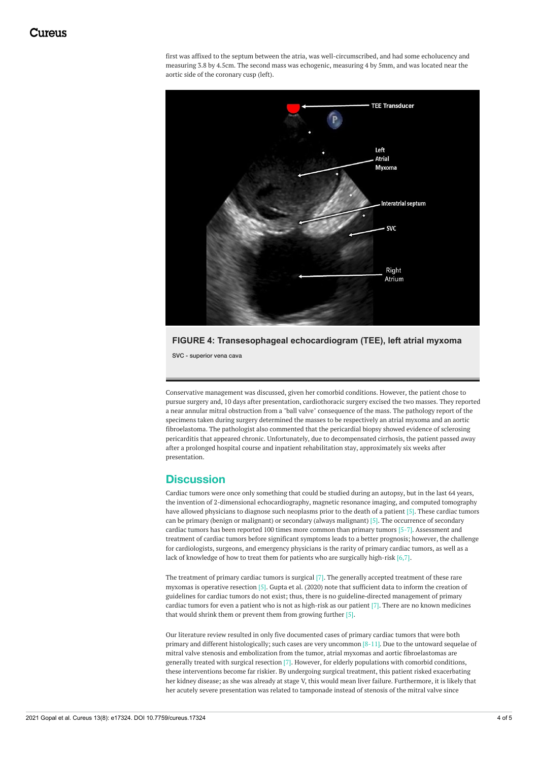first was affixed to the septum between the atria, was well-circumscribed, and had some echolucency and measuring 3.8 by 4.5cm. The second mass was echogenic, measuring 4 by 5mm, and was located near the aortic side of the coronary cusp (left).

**FIGURE 4: Transesophageal echocardiogram (TEE), left atrial myxoma**

SVC - superior vena cava

Conservative management was discussed, given her comorbid conditions. However, the patient chose to pursue surgery and, 10 days after presentation, cardiothoracic surgery excised the two masses. They reported a near annular mitral obstruction from a "ball valve" consequence of the mass. The pathology report of the specimens taken during surgery determined the masses to be respectively an atrial myxoma and an aortic fibroelastoma. The pathologist also commented that the pericardial biopsy showed evidence of sclerosing pericarditis that appeared chronic. Unfortunately, due to decompensated cirrhosis, the patient passed away after a prolonged hospital course and inpatient rehabilitation stay, approximately six weeks after presentation.

## Discussion

Cardiac tumors were once only something that could be studied during an autopsy, but in the last 64 years, the invention of 2-dimensional echocardiography, magnetic resonance imaging, and computed tomography have allowed physicians to diagnose such neoplasms prior to the death of a patient [5]. These cardiac tumors can be primary (benign or malignant) or secondary (always malignant) [5]. The occurrence of secondary cardiac tumors has been reported 100 times more common than primary tumors [5-7]. Assessment and treatment of cardiac tumors before significant symptoms leads to a better prognosis; however, the challenge for cardiologists, surgeons, and emergency physicians is the rarity of primary cardiac tumors, as well as a lack of knowledge of how to treat them for patients who are surgically high-risk [6,7].

The treatment of primary cardiac tumors is surgical [7]. The generally accepted treatment of these rare myxomas is operative resection [5]. Gupta et al. (2020) note that sufficient data to inform the creation of guidelines for cardiac tumors do not exist; thus, there is no guideline-directed management of primary cardiac tumors for even a patient who is not as high-risk as our patient [7]. There are no known medicines that would shrink them or prevent them from growing further [5].

Our literature review resulted in only five documented cases of primary cardiac tumors that were both primary and different histologically; such cases are very uncommon [8-11]. Due to the untoward sequelae of mitral valve stenosis and embolization from the tumor, atrial myxomas and aortic fibroelastomas are generally treated with surgical resection [7]. However, for elderly populations with comorbid conditions, these interventions become far riskier. By undergoing surgical treatment, this patient risked exacerbating her kidney disease; as she was already at stage V, this would mean liver failure. Furthermore, it is likely that her acutely severe presentation was related to tamponade instead of stenosis of the mitral valve since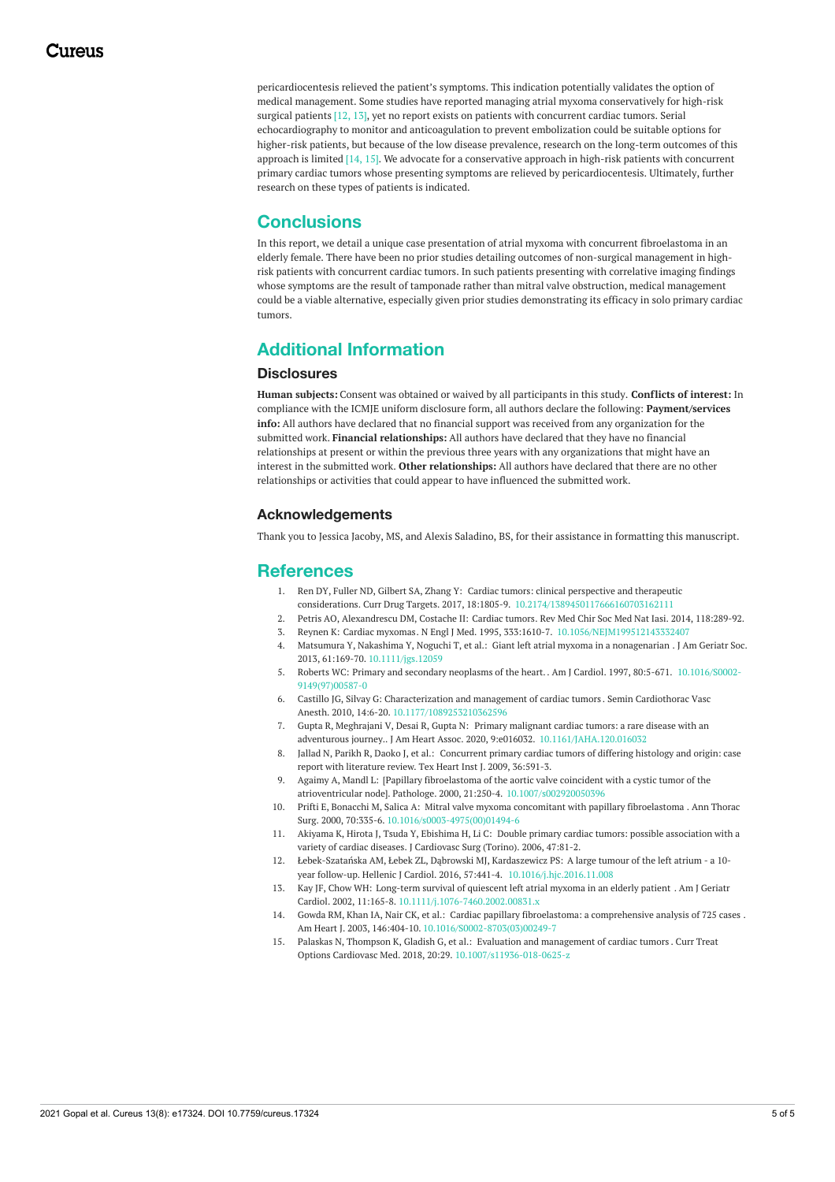pericardiocentesis relieved the patient's symptoms. This indication potentially validates the option of medical management. Some studies have reported managing atrial myxoma conservatively for high-risk surgical patients [12, 13], yet no report exists on patients with concurrent cardiac tumors. Serial echocardiography to monitor and anticoagulation to prevent embolization could be suitable options for higher-risk patients, but because of the low disease prevalence, research on the long-term outcomes of this approach is limited [14, 15]. We advocate for a conservative approach in high-risk patients with concurrent primary cardiac tumors whose presenting symptoms are relieved by pericardiocentesis. Ultimately, further research on these types of patients is indicated.

## Conclusions

In this report, we detail a unique case presentation of atrial myxoma with concurrent fibroelastoma in an elderly female. There have been no prior studies detailing outcomes of non-surgical management in high-risk patients with concurrent cardiac tumors. In such patients presenting with correlative imaging findings whose symptoms are the result of tamponade rather than mitral valve obstruction, medical management could be a viable alternative, especially given prior studies demonstrating its efficacy in solo primary cardiac tumors.

## Additional Information

### Disclosures

**Human subjects:** Consent was obtained or waived by all participants in this study. **Conflicts of interest:** In compliance with the ICMJE uniform disclosure form, all authors declare the following: **Payment/services info:** All authors have declared that no financial support was received from any organization for the submitted work. **Financial relationships:** All authors have declared that they have no financial relationships at present or within the previous three years with any organizations that might have an interest in the submitted work. **Other relationships:** All authors have declared that there are no other relationships or activities that could appear to have influenced the submitted work.

### Acknowledgements

Thank you to Jessica Jacoby, MS, and Alexis Saladino, BS, for their assistance in formatting this manuscript.

## References

1. Ren DY, Fuller ND, Gilbert SA, Zhang Y: Cardiac tumors: clinical perspective and therapeutic considerations. Curr Drug Targets. 2017, 18:1805-9. 10.2174/1389450117666160703162111
2. Petris AO, Alexandrescu DM, Costache II: Cardiac tumors. Rev Med Chir Soc Med Nat Iasi. 2014, 118:289-92.
3. Reynen K: Cardiac myxomas. N Engl J Med. 1995, 333:1610-7. 10.1056/NEJM199512143332407
4. Matsumura Y, Nakashima Y, Noguchi T, et al.: Giant left atrial myxoma in a nonagenarian . J Am Geriatr Soc. 2013, 61:169-70. 10.1111/jgs.12059
5. Roberts WC: Primary and secondary neoplasms of the heart. . Am J Cardiol. 1997, 80:5-671. 10.1016/S0002-9149(97)00587-0
6. Castillo JG, Silvay G: Characterization and management of cardiac tumors . Semin Cardiothorac Vasc Anesth. 2010, 14:6-20. 10.1177/1089253210362596
7. Gupta R, Meghrajani V, Desai R, Gupta N: Primary malignant cardiac tumors: a rare disease with an adventurous journey.. J Am Heart Assoc. 2020, 9:e016032. 10.1161/JAHA.120.016032
8. Jallad N, Parikh R, Daoko J, et al.: Concurrent primary cardiac tumors of differing histology and origin: case report with literature review. Tex Heart Inst J. 2009, 36:591-3.
9. Agaimy A, Mandl L: [Papillary fibroelastoma of the aortic valve coincident with a cystic tumor of the atrioventricular node]. Pathologe. 2000, 21:250-4. 10.1007/s002920050396
10. Prifti E, Bonacchi M, Salica A: Mitral valve myxoma concomitant with papillary fibroelastoma . Ann Thorac Surg. 2000, 70:335-6. 10.1016/s0003-4975(00)01494-6
11. Akiyama K, Hirota J, Tsuda Y, Ebishima H, Li C: Double primary cardiac tumors: possible association with a variety of cardiac diseases. J Cardiovasc Surg (Torino). 2006, 47:81-2.
12. Łebek-Szatańska AM, Łebek ZL, Dąbrowski MJ, Kardaszewicz PS: A large tumour of the left atrium - a 10-year follow-up. Hellenic J Cardiol. 2016, 57:441-4. 10.1016/j.hjc.2016.11.008
13. Kay JF, Chow WH: Long-term survival of quiescent left atrial myxoma in an elderly patient . Am J Geriatr Cardiol. 2002, 11:165-8. 10.1111/j.1076-7460.2002.00831.x
14. Gowda RM, Khan IA, Nair CK, et al.: Cardiac papillary fibroelastoma: a comprehensive analysis of 725 cases . Am Heart J. 2003, 146:404-10. 10.1016/S0002-8703(03)00249-7
15. Palaskas N, Thompson K, Gladish G, et al.: Evaluation and management of cardiac tumors . Curr Treat Options Cardiovasc Med. 2018, 20:29. 10.1007/s11936-018-0625-z